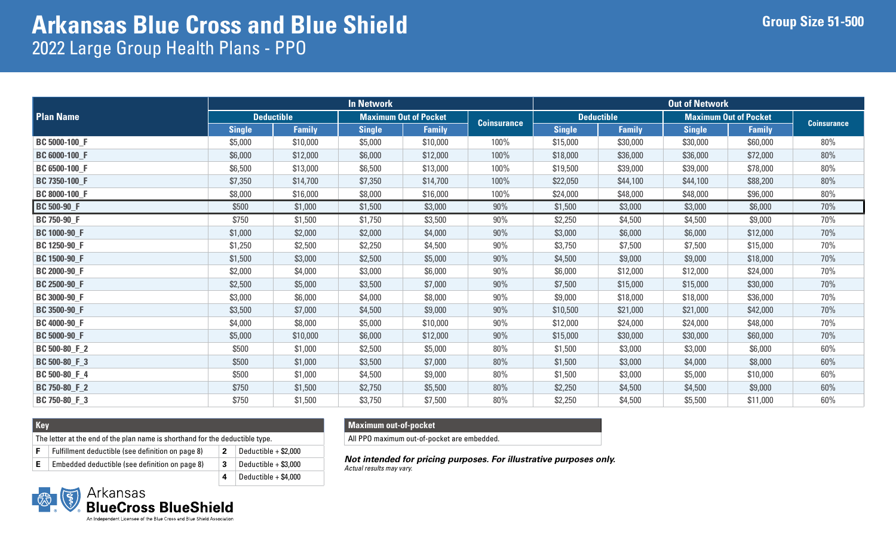# Arkansas Blue Cross and Blue Shield

## 2022 Large Group Health Plans - PPO

**Group Size 51-500**

| Plan Name | In Network | | | | | Out of Network | | | | |
|---|---|---|---|---|---|---|---|---|---|---|
| | Deductible | | Maximum Out of Pocket | | Coinsurance | Deductible | | Maximum Out of Pocket | | Coinsurance |
| | Single | Family | Single | Family | | Single | Family | Single | Family | |
| BC 5000-100_F | $5,000 | $10,000 | $5,000 | $10,000 | 100% | $15,000 | $30,000 | $30,000 | $60,000 | 80% |
| BC 6000-100_F | $6,000 | $12,000 | $6,000 | $12,000 | 100% | $18,000 | $36,000 | $36,000 | $72,000 | 80% |
| BC 6500-100_F | $6,500 | $13,000 | $6,500 | $13,000 | 100% | $19,500 | $39,000 | $39,000 | $78,000 | 80% |
| BC 7350-100_F | $7,350 | $14,700 | $7,350 | $14,700 | 100% | $22,050 | $44,100 | $44,100 | $88,200 | 80% |
| BC 8000-100_F | $8,000 | $16,000 | $8,000 | $16,000 | 100% | $24,000 | $48,000 | $48,000 | $96,000 | 80% |
| BC 500-90_F | $500 | $1,000 | $1,500 | $3,000 | 90% | $1,500 | $3,000 | $3,000 | $6,000 | 70% |
| BC 750-90_F | $750 | $1,500 | $1,750 | $3,500 | 90% | $2,250 | $4,500 | $4,500 | $9,000 | 70% |
| BC 1000-90_F | $1,000 | $2,000 | $2,000 | $4,000 | 90% | $3,000 | $6,000 | $6,000 | $12,000 | 70% |
| BC 1250-90_F | $1,250 | $2,500 | $2,250 | $4,500 | 90% | $3,750 | $7,500 | $7,500 | $15,000 | 70% |
| BC 1500-90_F | $1,500 | $3,000 | $2,500 | $5,000 | 90% | $4,500 | $9,000 | $9,000 | $18,000 | 70% |
| BC 2000-90_F | $2,000 | $4,000 | $3,000 | $6,000 | 90% | $6,000 | $12,000 | $12,000 | $24,000 | 70% |
| BC 2500-90_F | $2,500 | $5,000 | $3,500 | $7,000 | 90% | $7,500 | $15,000 | $15,000 | $30,000 | 70% |
| BC 3000-90_F | $3,000 | $6,000 | $4,000 | $8,000 | 90% | $9,000 | $18,000 | $18,000 | $36,000 | 70% |
| BC 3500-90_F | $3,500 | $7,000 | $4,500 | $9,000 | 90% | $10,500 | $21,000 | $21,000 | $42,000 | 70% |
| BC 4000-90_F | $4,000 | $8,000 | $5,000 | $10,000 | 90% | $12,000 | $24,000 | $24,000 | $48,000 | 70% |
| BC 5000-90_F | $5,000 | $10,000 | $6,000 | $12,000 | 90% | $15,000 | $30,000 | $30,000 | $60,000 | 70% |
| BC 500-80_F_2 | $500 | $1,000 | $2,500 | $5,000 | 80% | $1,500 | $3,000 | $3,000 | $6,000 | 60% |
| BC 500-80_F_3 | $500 | $1,000 | $3,500 | $7,000 | 80% | $1,500 | $3,000 | $4,000 | $8,000 | 60% |
| BC 500-80_F_4 | $500 | $1,000 | $4,500 | $9,000 | 80% | $1,500 | $3,000 | $5,000 | $10,000 | 60% |
| BC 750-80_F_2 | $750 | $1,500 | $2,750 | $5,500 | 80% | $2,250 | $4,500 | $4,500 | $9,000 | 60% |
| BC 750-80_F_3 | $750 | $1,500 | $3,750 | $7,500 | 80% | $2,250 | $4,500 | $5,500 | $11,000 | 60% |

**Key**

The letter at the end of the plan name is shorthand for the deductible type.

| | | | |
|---|---|---|---|
| F | Fulfillment deductible (see definition on page 8) | 2 | Deductible + $2,000 |
| E | Embedded deductible (see definition on page 8) | 3 | Deductible + $3,000 |
| | | 4 | Deductible + $4,000 |

**Maximum out-of-pocket**

All PPO maximum out-of-pocket are embedded.

***Not intended for pricing purposes. For illustrative purposes only.***

*Actual results may vary.*

Arkansas BlueCross BlueShield

An Independent Licensee of the Blue Cross and Blue Shield Association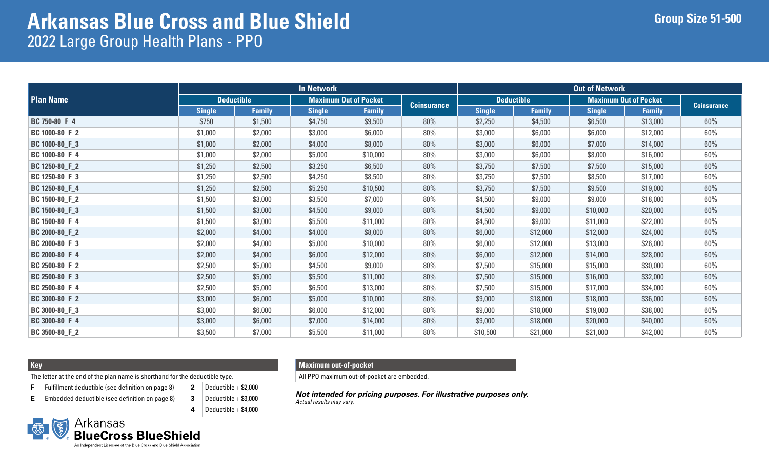# Arkansas Blue Cross and Blue Shield

## 2022 Large Group Health Plans - PPO

**Group Size 51-500**

| Plan Name | In Network | | | | | Out of Network | | | | |
|---|---|---|---|---|---|---|---|---|---|---|
| | Deductible | | Maximum Out of Pocket | | Coinsurance | Deductible | | Maximum Out of Pocket | | Coinsurance |
| | Single | Family | Single | Family | | Single | Family | Single | Family | |
| BC 750-80_F_4 | $750 | $1,500 | $4,750 | $9,500 | 80% | $2,250 | $4,500 | $6,500 | $13,000 | 60% |
| BC 1000-80_F_2 | $1,000 | $2,000 | $3,000 | $6,000 | 80% | $3,000 | $6,000 | $6,000 | $12,000 | 60% |
| BC 1000-80_F_3 | $1,000 | $2,000 | $4,000 | $8,000 | 80% | $3,000 | $6,000 | $7,000 | $14,000 | 60% |
| BC 1000-80_F_4 | $1,000 | $2,000 | $5,000 | $10,000 | 80% | $3,000 | $6,000 | $8,000 | $16,000 | 60% |
| BC 1250-80_F_2 | $1,250 | $2,500 | $3,250 | $6,500 | 80% | $3,750 | $7,500 | $7,500 | $15,000 | 60% |
| BC 1250-80_F_3 | $1,250 | $2,500 | $4,250 | $8,500 | 80% | $3,750 | $7,500 | $8,500 | $17,000 | 60% |
| BC 1250-80_F_4 | $1,250 | $2,500 | $5,250 | $10,500 | 80% | $3,750 | $7,500 | $9,500 | $19,000 | 60% |
| BC 1500-80_F_2 | $1,500 | $3,000 | $3,500 | $7,000 | 80% | $4,500 | $9,000 | $9,000 | $18,000 | 60% |
| BC 1500-80_F_3 | $1,500 | $3,000 | $4,500 | $9,000 | 80% | $4,500 | $9,000 | $10,000 | $20,000 | 60% |
| BC 1500-80_F_4 | $1,500 | $3,000 | $5,500 | $11,000 | 80% | $4,500 | $9,000 | $11,000 | $22,000 | 60% |
| BC 2000-80_F_2 | $2,000 | $4,000 | $4,000 | $8,000 | 80% | $6,000 | $12,000 | $12,000 | $24,000 | 60% |
| BC 2000-80_F_3 | $2,000 | $4,000 | $5,000 | $10,000 | 80% | $6,000 | $12,000 | $13,000 | $26,000 | 60% |
| BC 2000-80_F_4 | $2,000 | $4,000 | $6,000 | $12,000 | 80% | $6,000 | $12,000 | $14,000 | $28,000 | 60% |
| BC 2500-80_F_2 | $2,500 | $5,000 | $4,500 | $9,000 | 80% | $7,500 | $15,000 | $15,000 | $30,000 | 60% |
| BC 2500-80_F_3 | $2,500 | $5,000 | $5,500 | $11,000 | 80% | $7,500 | $15,000 | $16,000 | $32,000 | 60% |
| BC 2500-80_F_4 | $2,500 | $5,000 | $6,500 | $13,000 | 80% | $7,500 | $15,000 | $17,000 | $34,000 | 60% |
| BC 3000-80_F_2 | $3,000 | $6,000 | $5,000 | $10,000 | 80% | $9,000 | $18,000 | $18,000 | $36,000 | 60% |
| BC 3000-80_F_3 | $3,000 | $6,000 | $6,000 | $12,000 | 80% | $9,000 | $18,000 | $19,000 | $38,000 | 60% |
| BC 3000-80_F_4 | $3,000 | $6,000 | $7,000 | $14,000 | 80% | $9,000 | $18,000 | $20,000 | $40,000 | 60% |
| BC 3500-80_F_2 | $3,500 | $7,000 | $5,500 | $11,000 | 80% | $10,500 | $21,000 | $21,000 | $42,000 | 60% |

| Key | | | |
|---|---|---|---|
| The letter at the end of the plan name is shorthand for the deductible type. | | | |
| F | Fulfillment deductible (see definition on page 8) | 2 | Deductible + $2,000 |
| E | Embedded deductible (see definition on page 8) | 3 | Deductible + $3,000 |
| | | 4 | Deductible + $4,000 |

| Maximum out-of-pocket |
|---|
| All PPO maximum out-of-pocket are embedded. |

***Not intended for pricing purposes. For illustrative purposes only.***

*Actual results may vary.*

Arkansas BlueCross BlueShield

An Independent Licensee of the Blue Cross and Blue Shield Association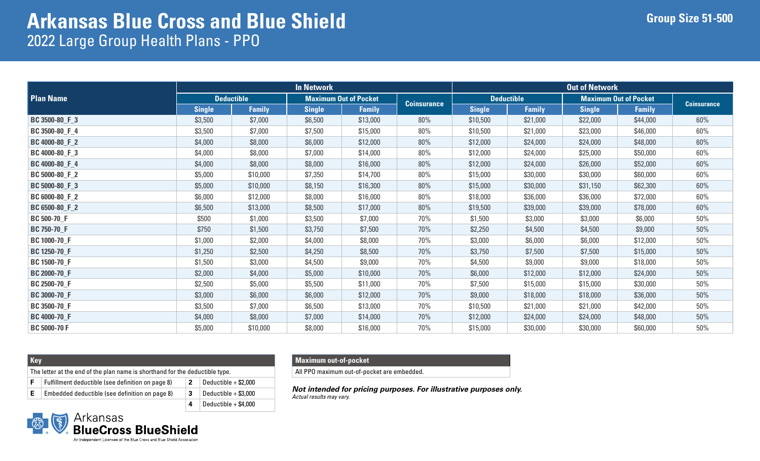# Arkansas Blue Cross and Blue Shield

## 2022 Large Group Health Plans - PPO

**Group Size 51-500**

| Plan Name | In Network | | | | | Out of Network | | | | |
|---|---|---|---|---|---|---|---|---|---|---|
| | Deductible | | Maximum Out of Pocket | | Coinsurance | Deductible | | Maximum Out of Pocket | | Coinsurance |
| | Single | Family | Single | Family | | Single | Family | Single | Family | |
| BC 3500-80_F_3 | $3,500 | $7,000 | $6,500 | $13,000 | 80% | $10,500 | $21,000 | $22,000 | $44,000 | 60% |
| BC 3500-80_F_4 | $3,500 | $7,000 | $7,500 | $15,000 | 80% | $10,500 | $21,000 | $23,000 | $46,000 | 60% |
| BC 4000-80_F_2 | $4,000 | $8,000 | $6,000 | $12,000 | 80% | $12,000 | $24,000 | $24,000 | $48,000 | 60% |
| BC 4000-80_F_3 | $4,000 | $8,000 | $7,000 | $14,000 | 80% | $12,000 | $24,000 | $25,000 | $50,000 | 60% |
| BC 4000-80_F_4 | $4,000 | $8,000 | $8,000 | $16,000 | 80% | $12,000 | $24,000 | $26,000 | $52,000 | 60% |
| BC 5000-80_F_2 | $5,000 | $10,000 | $7,350 | $14,700 | 80% | $15,000 | $30,000 | $30,000 | $60,000 | 60% |
| BC 5000-80_F_3 | $5,000 | $10,000 | $8,150 | $16,300 | 80% | $15,000 | $30,000 | $31,150 | $62,300 | 60% |
| BC 6000-80_F_2 | $6,000 | $12,000 | $8,000 | $16,000 | 80% | $18,000 | $36,000 | $36,000 | $72,000 | 60% |
| BC 6500-80_F_2 | $6,500 | $13,000 | $8,500 | $17,000 | 80% | $19,500 | $39,000 | $39,000 | $78,000 | 60% |
| BC 500-70_F | $500 | $1,000 | $3,500 | $7,000 | 70% | $1,500 | $3,000 | $3,000 | $6,000 | 50% |
| BC 750-70_F | $750 | $1,500 | $3,750 | $7,500 | 70% | $2,250 | $4,500 | $4,500 | $9,000 | 50% |
| BC 1000-70_F | $1,000 | $2,000 | $4,000 | $8,000 | 70% | $3,000 | $6,000 | $6,000 | $12,000 | 50% |
| BC 1250-70_F | $1,250 | $2,500 | $4,250 | $8,500 | 70% | $3,750 | $7,500 | $7,500 | $15,000 | 50% |
| BC 1500-70_F | $1,500 | $3,000 | $4,500 | $9,000 | 70% | $4,500 | $9,000 | $9,000 | $18,000 | 50% |
| BC 2000-70_F | $2,000 | $4,000 | $5,000 | $10,000 | 70% | $6,000 | $12,000 | $12,000 | $24,000 | 50% |
| BC 2500-70_F | $2,500 | $5,000 | $5,500 | $11,000 | 70% | $7,500 | $15,000 | $15,000 | $30,000 | 50% |
| BC 3000-70_F | $3,000 | $6,000 | $6,000 | $12,000 | 70% | $9,000 | $18,000 | $18,000 | $36,000 | 50% |
| BC 3500-70_F | $3,500 | $7,000 | $6,500 | $13,000 | 70% | $10,500 | $21,000 | $21,000 | $42,000 | 50% |
| BC 4000-70_F | $4,000 | $8,000 | $7,000 | $14,000 | 70% | $12,000 | $24,000 | $24,000 | $48,000 | 50% |
| BC 5000-70 F | $5,000 | $10,000 | $8,000 | $16,000 | 70% | $15,000 | $30,000 | $30,000 | $60,000 | 50% |

| Key | | | |
|---|---|---|---|
| The letter at the end of the plan name is shorthand for the deductible type. | | | |
| F | Fulfillment deductible (see definition on page 8) | 2 | Deductible + $2,000 |
| E | Embedded deductible (see definition on page 8) | 3 | Deductible + $3,000 |
| | | 4 | Deductible + $4,000 |

| Maximum out-of-pocket |
|---|
| All PPO maximum out-of-pocket are embedded. |

***Not intended for pricing purposes. For illustrative purposes only.***

*Actual results may vary.*

Arkansas BlueCross BlueShield

An Independent Licensee of the Blue Cross and Blue Shield Association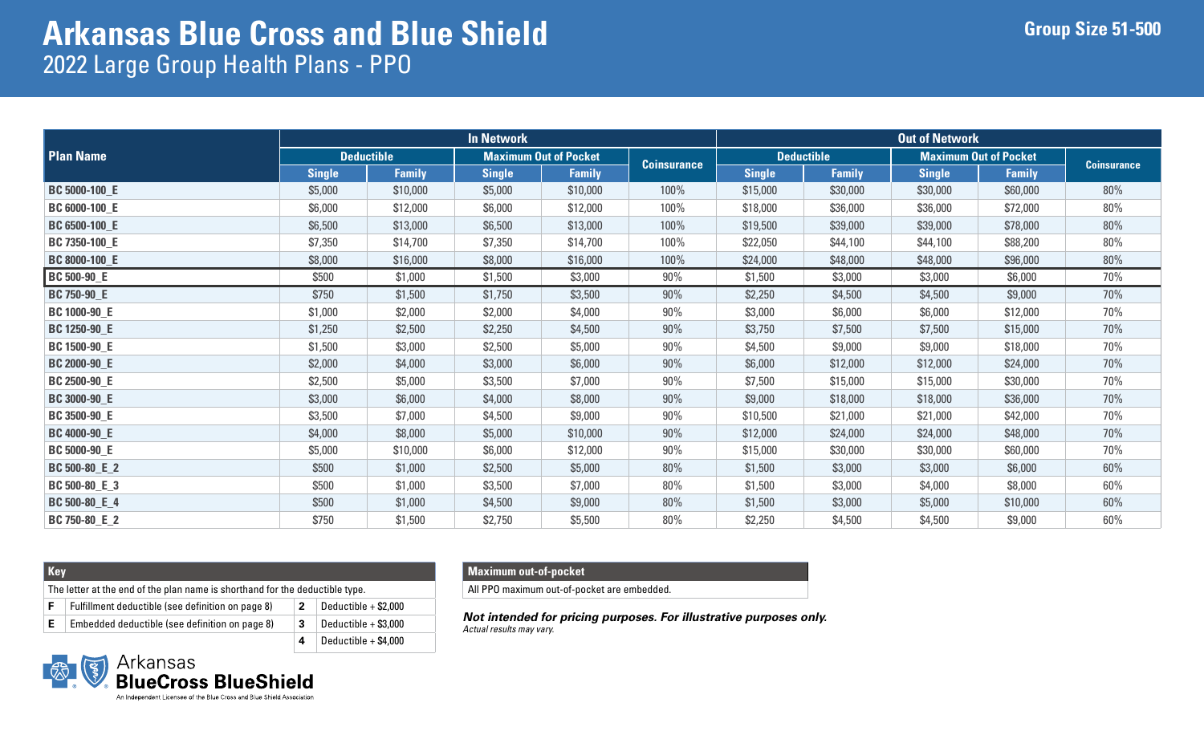# Arkansas Blue Cross and Blue Shield

## 2022 Large Group Health Plans - PPO

**Group Size 51-500**

| Plan Name | In Network | | | | | Out of Network | | | | |
|---|---|---|---|---|---|---|---|---|---|---|
| | Deductible | | Maximum Out of Pocket | | Coinsurance | Deductible | | Maximum Out of Pocket | | Coinsurance |
| | Single | Family | Single | Family | | Single | Family | Single | Family | |
| BC 5000-100_E | $5,000 | $10,000 | $5,000 | $10,000 | 100% | $15,000 | $30,000 | $30,000 | $60,000 | 80% |
| BC 6000-100_E | $6,000 | $12,000 | $6,000 | $12,000 | 100% | $18,000 | $36,000 | $36,000 | $72,000 | 80% |
| BC 6500-100_E | $6,500 | $13,000 | $6,500 | $13,000 | 100% | $19,500 | $39,000 | $39,000 | $78,000 | 80% |
| BC 7350-100_E | $7,350 | $14,700 | $7,350 | $14,700 | 100% | $22,050 | $44,100 | $44,100 | $88,200 | 80% |
| BC 8000-100_E | $8,000 | $16,000 | $8,000 | $16,000 | 100% | $24,000 | $48,000 | $48,000 | $96,000 | 80% |
| BC 500-90_E | $500 | $1,000 | $1,500 | $3,000 | 90% | $1,500 | $3,000 | $3,000 | $6,000 | 70% |
| BC 750-90_E | $750 | $1,500 | $1,750 | $3,500 | 90% | $2,250 | $4,500 | $4,500 | $9,000 | 70% |
| BC 1000-90_E | $1,000 | $2,000 | $2,000 | $4,000 | 90% | $3,000 | $6,000 | $6,000 | $12,000 | 70% |
| BC 1250-90_E | $1,250 | $2,500 | $2,250 | $4,500 | 90% | $3,750 | $7,500 | $7,500 | $15,000 | 70% |
| BC 1500-90_E | $1,500 | $3,000 | $2,500 | $5,000 | 90% | $4,500 | $9,000 | $9,000 | $18,000 | 70% |
| BC 2000-90_E | $2,000 | $4,000 | $3,000 | $6,000 | 90% | $6,000 | $12,000 | $12,000 | $24,000 | 70% |
| BC 2500-90_E | $2,500 | $5,000 | $3,500 | $7,000 | 90% | $7,500 | $15,000 | $15,000 | $30,000 | 70% |
| BC 3000-90_E | $3,000 | $6,000 | $4,000 | $8,000 | 90% | $9,000 | $18,000 | $18,000 | $36,000 | 70% |
| BC 3500-90_E | $3,500 | $7,000 | $4,500 | $9,000 | 90% | $10,500 | $21,000 | $21,000 | $42,000 | 70% |
| BC 4000-90_E | $4,000 | $8,000 | $5,000 | $10,000 | 90% | $12,000 | $24,000 | $24,000 | $48,000 | 70% |
| BC 5000-90_E | $5,000 | $10,000 | $6,000 | $12,000 | 90% | $15,000 | $30,000 | $30,000 | $60,000 | 70% |
| BC 500-80_E_2 | $500 | $1,000 | $2,500 | $5,000 | 80% | $1,500 | $3,000 | $3,000 | $6,000 | 60% |
| BC 500-80_E_3 | $500 | $1,000 | $3,500 | $7,000 | 80% | $1,500 | $3,000 | $4,000 | $8,000 | 60% |
| BC 500-80_E_4 | $500 | $1,000 | $4,500 | $9,000 | 80% | $1,500 | $3,000 | $5,000 | $10,000 | 60% |
| BC 750-80_E_2 | $750 | $1,500 | $2,750 | $5,500 | 80% | $2,250 | $4,500 | $4,500 | $9,000 | 60% |

| Key | | | |
|---|---|---|---|
| The letter at the end of the plan name is shorthand for the deductible type. | | | |
| F | Fulfillment deductible (see definition on page 8) | 2 | Deductible + $2,000 |
| E | Embedded deductible (see definition on page 8) | 3 | Deductible + $3,000 |
| | | 4 | Deductible + $4,000 |

| Maximum out-of-pocket |
|---|
| All PPO maximum out-of-pocket are embedded. |

***Not intended for pricing purposes. For illustrative purposes only.***
*Actual results may vary.*

Arkansas BlueCross BlueShield
An Independent Licensee of the Blue Cross and Blue Shield Association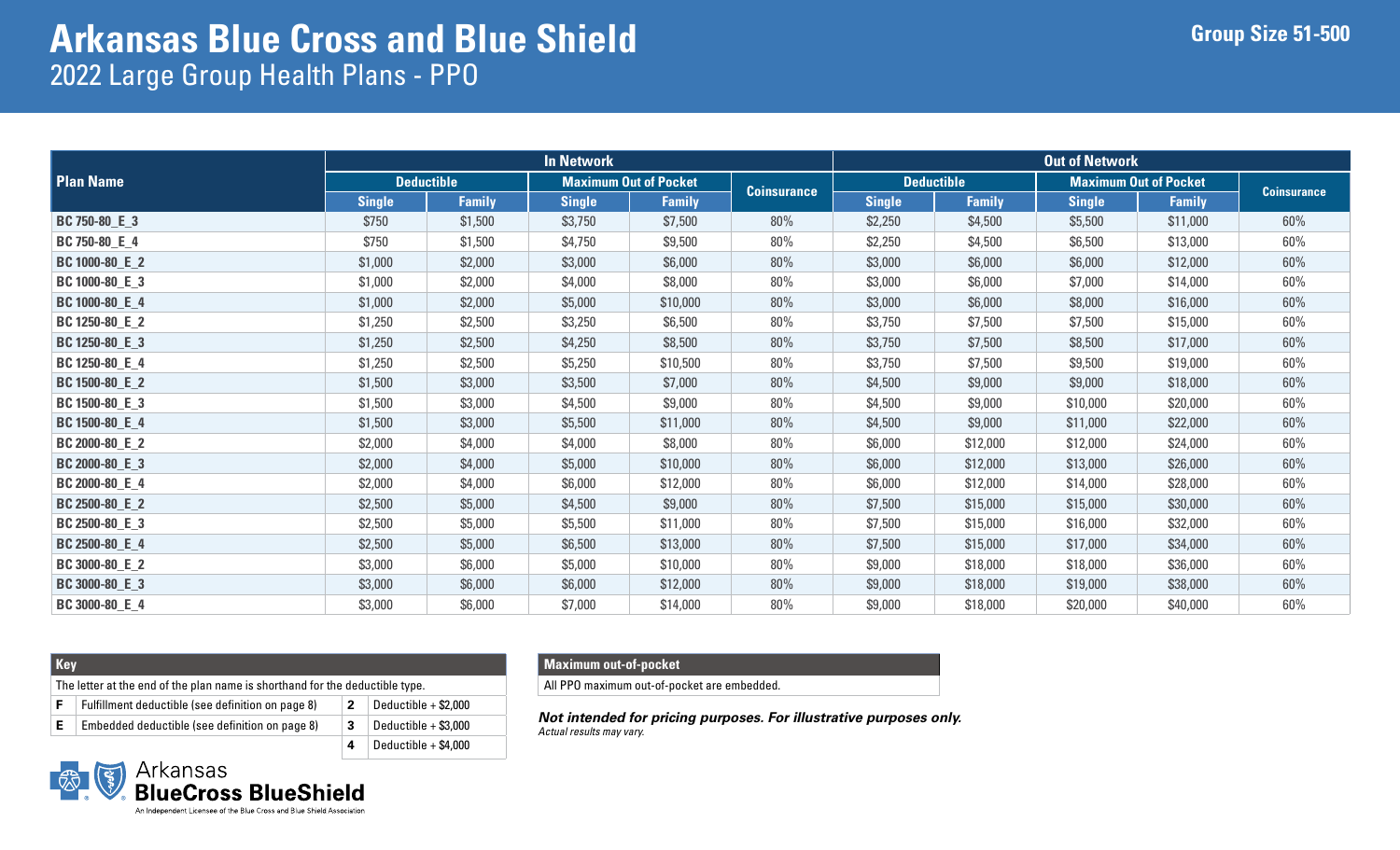# Arkansas Blue Cross and Blue Shield

## 2022 Large Group Health Plans - PPO

**Group Size 51-500**

| Plan Name | In Network | | | | | Out of Network | | | | |
|---|---|---|---|---|---|---|---|---|---|---|
| | Deductible | | Maximum Out of Pocket | | Coinsurance | Deductible | | Maximum Out of Pocket | | Coinsurance |
| | Single | Family | Single | Family | | Single | Family | Single | Family | |
| BC 750-80_E_3 | $750 | $1,500 | $3,750 | $7,500 | 80% | $2,250 | $4,500 | $5,500 | $11,000 | 60% |
| BC 750-80_E_4 | $750 | $1,500 | $4,750 | $9,500 | 80% | $2,250 | $4,500 | $6,500 | $13,000 | 60% |
| BC 1000-80_E_2 | $1,000 | $2,000 | $3,000 | $6,000 | 80% | $3,000 | $6,000 | $6,000 | $12,000 | 60% |
| BC 1000-80_E_3 | $1,000 | $2,000 | $4,000 | $8,000 | 80% | $3,000 | $6,000 | $7,000 | $14,000 | 60% |
| BC 1000-80_E_4 | $1,000 | $2,000 | $5,000 | $10,000 | 80% | $3,000 | $6,000 | $8,000 | $16,000 | 60% |
| BC 1250-80_E_2 | $1,250 | $2,500 | $3,250 | $6,500 | 80% | $3,750 | $7,500 | $7,500 | $15,000 | 60% |
| BC 1250-80_E_3 | $1,250 | $2,500 | $4,250 | $8,500 | 80% | $3,750 | $7,500 | $8,500 | $17,000 | 60% |
| BC 1250-80_E_4 | $1,250 | $2,500 | $5,250 | $10,500 | 80% | $3,750 | $7,500 | $9,500 | $19,000 | 60% |
| BC 1500-80_E_2 | $1,500 | $3,000 | $3,500 | $7,000 | 80% | $4,500 | $9,000 | $9,000 | $18,000 | 60% |
| BC 1500-80_E_3 | $1,500 | $3,000 | $4,500 | $9,000 | 80% | $4,500 | $9,000 | $10,000 | $20,000 | 60% |
| BC 1500-80_E_4 | $1,500 | $3,000 | $5,500 | $11,000 | 80% | $4,500 | $9,000 | $11,000 | $22,000 | 60% |
| BC 2000-80_E_2 | $2,000 | $4,000 | $4,000 | $8,000 | 80% | $6,000 | $12,000 | $12,000 | $24,000 | 60% |
| BC 2000-80_E_3 | $2,000 | $4,000 | $5,000 | $10,000 | 80% | $6,000 | $12,000 | $13,000 | $26,000 | 60% |
| BC 2000-80_E_4 | $2,000 | $4,000 | $6,000 | $12,000 | 80% | $6,000 | $12,000 | $14,000 | $28,000 | 60% |
| BC 2500-80_E_2 | $2,500 | $5,000 | $4,500 | $9,000 | 80% | $7,500 | $15,000 | $15,000 | $30,000 | 60% |
| BC 2500-80_E_3 | $2,500 | $5,000 | $5,500 | $11,000 | 80% | $7,500 | $15,000 | $16,000 | $32,000 | 60% |
| BC 2500-80_E_4 | $2,500 | $5,000 | $6,500 | $13,000 | 80% | $7,500 | $15,000 | $17,000 | $34,000 | 60% |
| BC 3000-80_E_2 | $3,000 | $6,000 | $5,000 | $10,000 | 80% | $9,000 | $18,000 | $18,000 | $36,000 | 60% |
| BC 3000-80_E_3 | $3,000 | $6,000 | $6,000 | $12,000 | 80% | $9,000 | $18,000 | $19,000 | $38,000 | 60% |
| BC 3000-80_E_4 | $3,000 | $6,000 | $7,000 | $14,000 | 80% | $9,000 | $18,000 | $20,000 | $40,000 | 60% |

| Key | | | |
|---|---|---|---|
| The letter at the end of the plan name is shorthand for the deductible type. | | | |
| F | Fulfillment deductible (see definition on page 8) | 2 | Deductible + $2,000 |
| E | Embedded deductible (see definition on page 8) | 3 | Deductible + $3,000 |
| | | 4 | Deductible + $4,000 |

| Maximum out-of-pocket |
|---|
| All PPO maximum out-of-pocket are embedded. |

***Not intended for pricing purposes. For illustrative purposes only.***

*Actual results may vary.*

Arkansas BlueCross BlueShield

An Independent Licensee of the Blue Cross and Blue Shield Association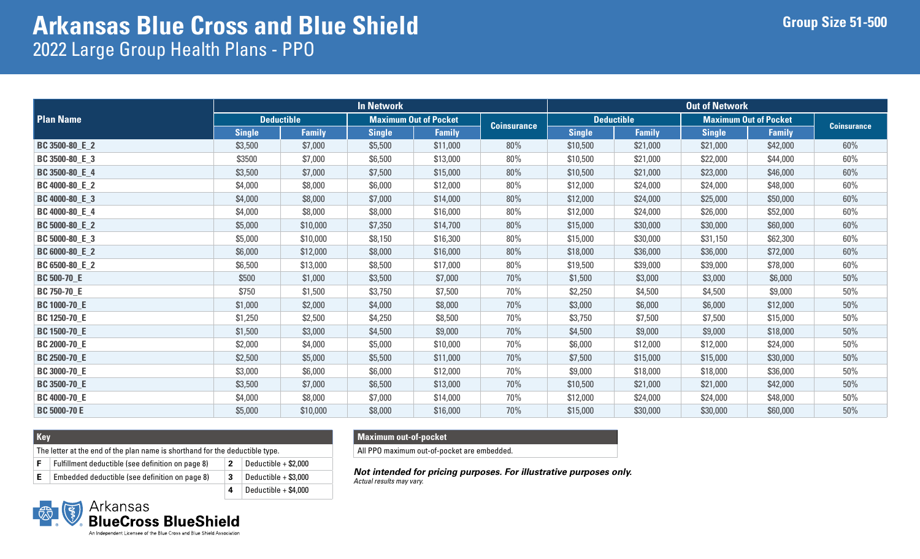# Arkansas Blue Cross and Blue Shield

## 2022 Large Group Health Plans - PPO

**Group Size 51-500**

| Plan Name | In Network | | | | | Out of Network | | | | |
|---|---|---|---|---|---|---|---|---|---|---|
| | Deductible | | Maximum Out of Pocket | | Coinsurance | Deductible | | Maximum Out of Pocket | | Coinsurance |
| | Single | Family | Single | Family | | Single | Family | Single | Family | |
| **BC 3500-80_E_2** | $3,500 | $7,000 | $5,500 | $11,000 | 80% | $10,500 | $21,000 | $21,000 | $42,000 | 60% |
| **BC 3500-80_E_3** | $3500 | $7,000 | $6,500 | $13,000 | 80% | $10,500 | $21,000 | $22,000 | $44,000 | 60% |
| **BC 3500-80_E_4** | $3,500 | $7,000 | $7,500 | $15,000 | 80% | $10,500 | $21,000 | $23,000 | $46,000 | 60% |
| **BC 4000-80_E_2** | $4,000 | $8,000 | $6,000 | $12,000 | 80% | $12,000 | $24,000 | $24,000 | $48,000 | 60% |
| **BC 4000-80_E_3** | $4,000 | $8,000 | $7,000 | $14,000 | 80% | $12,000 | $24,000 | $25,000 | $50,000 | 60% |
| **BC 4000-80_E_4** | $4,000 | $8,000 | $8,000 | $16,000 | 80% | $12,000 | $24,000 | $26,000 | $52,000 | 60% |
| **BC 5000-80_E_2** | $5,000 | $10,000 | $7,350 | $14,700 | 80% | $15,000 | $30,000 | $30,000 | $60,000 | 60% |
| **BC 5000-80_E_3** | $5,000 | $10,000 | $8,150 | $16,300 | 80% | $15,000 | $30,000 | $31,150 | $62,300 | 60% |
| **BC 6000-80_E_2** | $6,000 | $12,000 | $8,000 | $16,000 | 80% | $18,000 | $36,000 | $36,000 | $72,000 | 60% |
| **BC 6500-80_E_2** | $6,500 | $13,000 | $8,500 | $17,000 | 80% | $19,500 | $39,000 | $39,000 | $78,000 | 60% |
| **BC 500-70_E** | $500 | $1,000 | $3,500 | $7,000 | 70% | $1,500 | $3,000 | $3,000 | $6,000 | 50% |
| **BC 750-70_E** | $750 | $1,500 | $3,750 | $7,500 | 70% | $2,250 | $4,500 | $4,500 | $9,000 | 50% |
| **BC 1000-70_E** | $1,000 | $2,000 | $4,000 | $8,000 | 70% | $3,000 | $6,000 | $6,000 | $12,000 | 50% |
| **BC 1250-70_E** | $1,250 | $2,500 | $4,250 | $8,500 | 70% | $3,750 | $7,500 | $7,500 | $15,000 | 50% |
| **BC 1500-70_E** | $1,500 | $3,000 | $4,500 | $9,000 | 70% | $4,500 | $9,000 | $9,000 | $18,000 | 50% |
| **BC 2000-70_E** | $2,000 | $4,000 | $5,000 | $10,000 | 70% | $6,000 | $12,000 | $12,000 | $24,000 | 50% |
| **BC 2500-70_E** | $2,500 | $5,000 | $5,500 | $11,000 | 70% | $7,500 | $15,000 | $15,000 | $30,000 | 50% |
| **BC 3000-70_E** | $3,000 | $6,000 | $6,000 | $12,000 | 70% | $9,000 | $18,000 | $18,000 | $36,000 | 50% |
| **BC 3500-70_E** | $3,500 | $7,000 | $6,500 | $13,000 | 70% | $10,500 | $21,000 | $21,000 | $42,000 | 50% |
| **BC 4000-70_E** | $4,000 | $8,000 | $7,000 | $14,000 | 70% | $12,000 | $24,000 | $24,000 | $48,000 | 50% |
| **BC 5000-70 E** | $5,000 | $10,000 | $8,000 | $16,000 | 70% | $15,000 | $30,000 | $30,000 | $60,000 | 50% |

| **Key** | | | |
|---|---|---|---|
| The letter at the end of the plan name is shorthand for the deductible type. | | | |
| **F** | Fulfillment deductible (see definition on page 8) | **2** | Deductible + $2,000 |
| **E** | Embedded deductible (see definition on page 8) | **3** | Deductible + $3,000 |
| | | **4** | Deductible + $4,000 |

| **Maximum out-of-pocket** |
|---|
| All PPO maximum out-of-pocket are embedded. |

***Not intended for pricing purposes. For illustrative purposes only.***
*Actual results may vary.*

Arkansas BlueCross BlueShield
An Independent Licensee of the Blue Cross and Blue Shield Association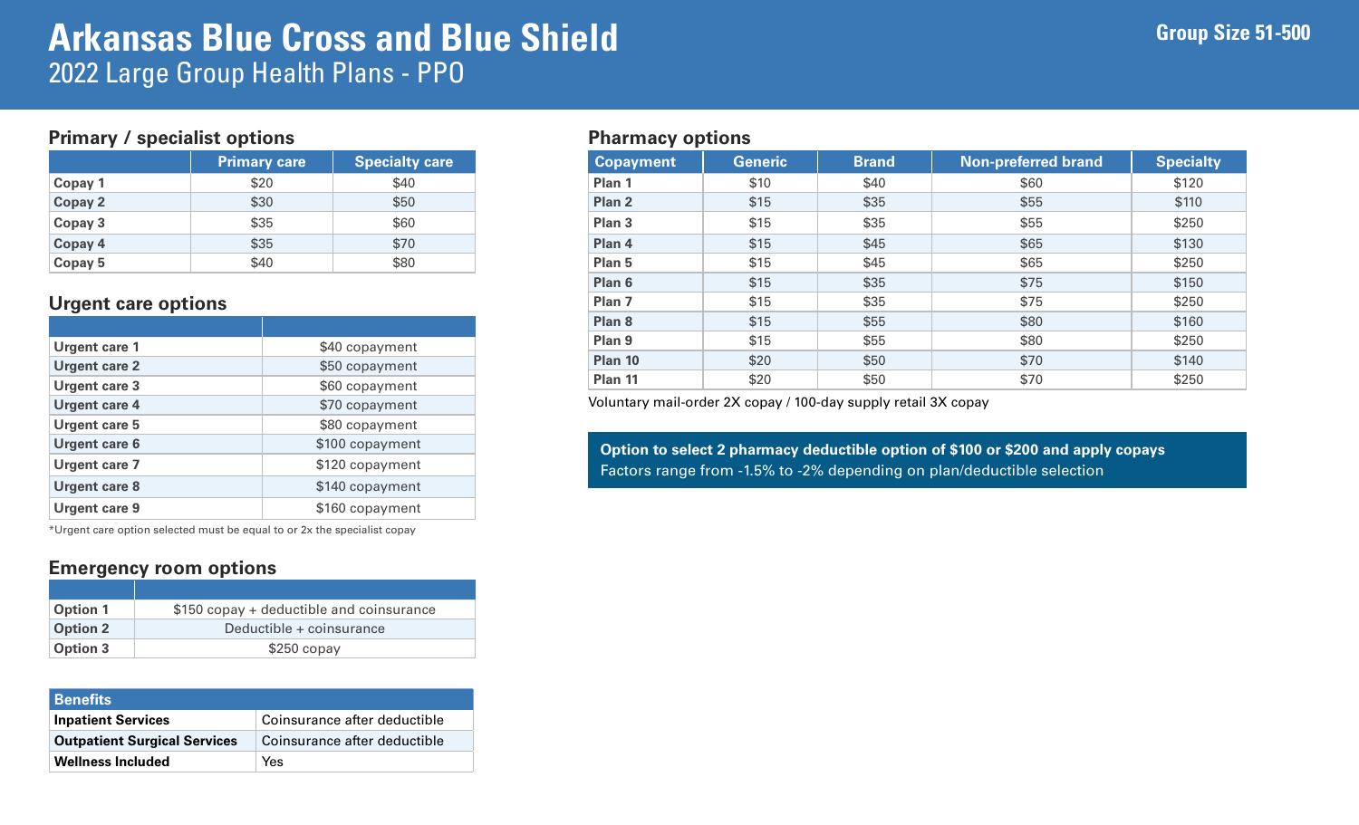# Arkansas Blue Cross and Blue Shield

2022 Large Group Health Plans - PPO

**Group Size 51-500**

## Primary / specialist options

| | Primary care | Specialty care |
|---|---|---|
| **Copay 1** | $20 | $40 |
| **Copay 2** | $30 | $50 |
| **Copay 3** | $35 | $60 |
| **Copay 4** | $35 | $70 |
| **Copay 5** | $40 | $80 |

## Urgent care options

| | |
|---|---|
| **Urgent care 1** | $40 copayment |
| **Urgent care 2** | $50 copayment |
| **Urgent care 3** | $60 copayment |
| **Urgent care 4** | $70 copayment |
| **Urgent care 5** | $80 copayment |
| **Urgent care 6** | $100 copayment |
| **Urgent care 7** | $120 copayment |
| **Urgent care 8** | $140 copayment |
| **Urgent care 9** | $160 copayment |

*Urgent care option selected must be equal to or 2x the specialist copay

## Emergency room options

| | |
|---|---|
| **Option 1** | $150 copay + deductible and coinsurance |
| **Option 2** | Deductible + coinsurance |
| **Option 3** | $250 copay |

| Benefits | |
|---|---|
| **Inpatient Services** | Coinsurance after deductible |
| **Outpatient Surgical Services** | Coinsurance after deductible |
| **Wellness Included** | Yes |

## Pharmacy options

| Copayment | Generic | Brand | Non-preferred brand | Specialty |
|---|---|---|---|---|
| **Plan 1** | $10 | $40 | $60 | $120 |
| **Plan 2** | $15 | $35 | $55 | $110 |
| **Plan 3** | $15 | $35 | $55 | $250 |
| **Plan 4** | $15 | $45 | $65 | $130 |
| **Plan 5** | $15 | $45 | $65 | $250 |
| **Plan 6** | $15 | $35 | $75 | $150 |
| **Plan 7** | $15 | $35 | $75 | $250 |
| **Plan 8** | $15 | $55 | $80 | $160 |
| **Plan 9** | $15 | $55 | $80 | $250 |
| **Plan 10** | $20 | $50 | $70 | $140 |
| **Plan 11** | $20 | $50 | $70 | $250 |

Voluntary mail-order 2X copay / 100-day supply retail 3X copay

**Option to select 2 pharmacy deductible option of $100 or $200 and apply copays**
Factors range from -1.5% to -2% depending on plan/deductible selection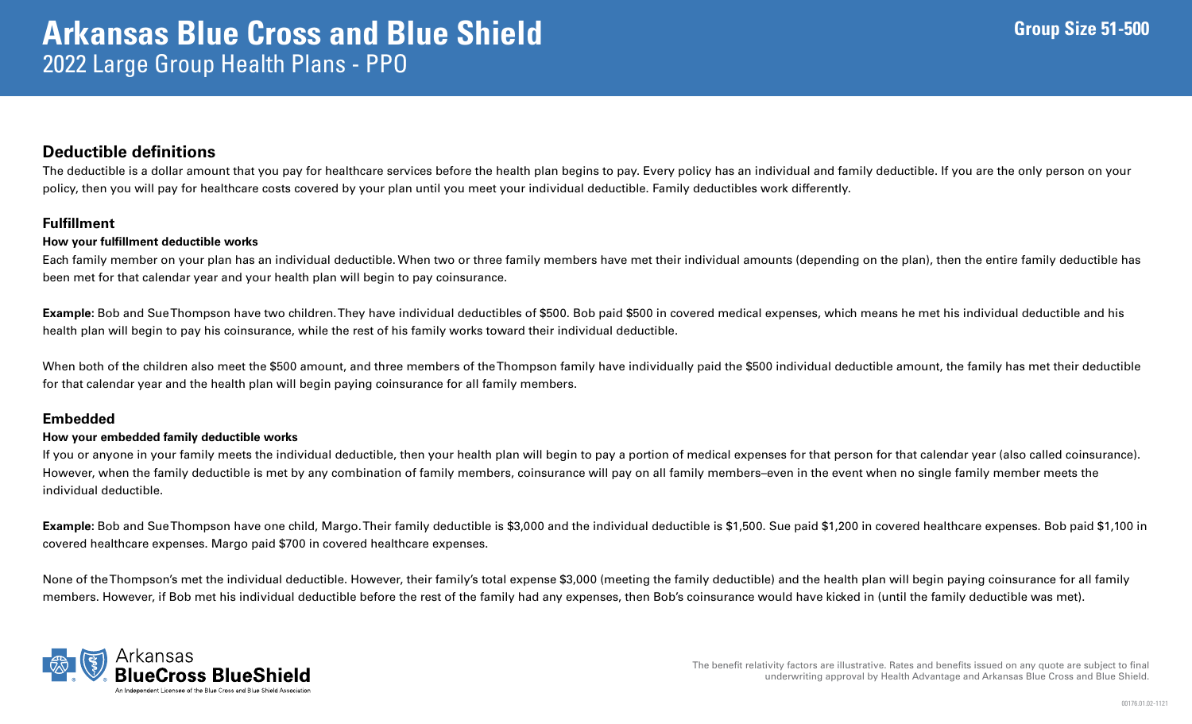# Arkansas Blue Cross and Blue Shield

2022 Large Group Health Plans - PPO

**Group Size 51-500**

## Deductible definitions

The deductible is a dollar amount that you pay for healthcare services before the health plan begins to pay. Every policy has an individual and family deductible. If you are the only person on your policy, then you will pay for healthcare costs covered by your plan until you meet your individual deductible. Family deductibles work differently.

### Fulfillment

**How your fulfillment deductible works**

Each family member on your plan has an individual deductible. When two or three family members have met their individual amounts (depending on the plan), then the entire family deductible has been met for that calendar year and your health plan will begin to pay coinsurance.

**Example:** Bob and Sue Thompson have two children. They have individual deductibles of $500. Bob paid $500 in covered medical expenses, which means he met his individual deductible and his health plan will begin to pay his coinsurance, while the rest of his family works toward their individual deductible.

When both of the children also meet the $500 amount, and three members of the Thompson family have individually paid the $500 individual deductible amount, the family has met their deductible for that calendar year and the health plan will begin paying coinsurance for all family members.

### Embedded

**How your embedded family deductible works**

If you or anyone in your family meets the individual deductible, then your health plan will begin to pay a portion of medical expenses for that person for that calendar year (also called coinsurance). However, when the family deductible is met by any combination of family members, coinsurance will pay on all family members–even in the event when no single family member meets the individual deductible.

**Example:** Bob and Sue Thompson have one child, Margo. Their family deductible is $3,000 and the individual deductible is $1,500. Sue paid $1,200 in covered healthcare expenses. Bob paid $1,100 in covered healthcare expenses. Margo paid $700 in covered healthcare expenses.

None of the Thompson's met the individual deductible. However, their family's total expense $3,000 (meeting the family deductible) and the health plan will begin paying coinsurance for all family members. However, if Bob met his individual deductible before the rest of the family had any expenses, then Bob's coinsurance would have kicked in (until the family deductible was met).

Arkansas BlueCross BlueShield
An Independent Licensee of the Blue Cross and Blue Shield Association

The benefit relativity factors are illustrative. Rates and benefits issued on any quote are subject to final underwriting approval by Health Advantage and Arkansas Blue Cross and Blue Shield.

00176.01.02-1121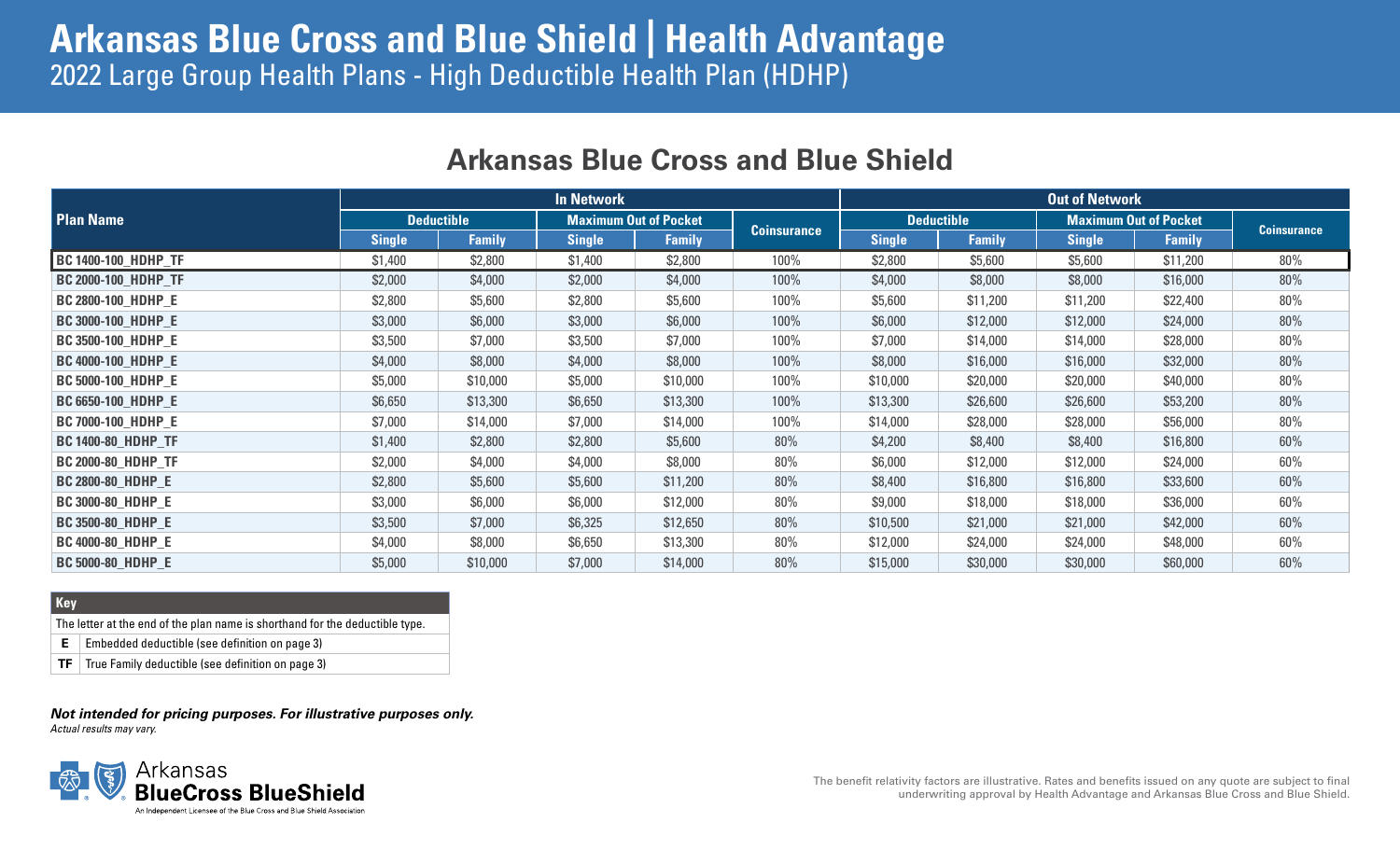# Arkansas Blue Cross and Blue Shield | Health Advantage

2022 Large Group Health Plans - High Deductible Health Plan (HDHP)

## Arkansas Blue Cross and Blue Shield

| Plan Name | In Network | | | | | Out of Network | | | | |
|---|---|---|---|---|---|---|---|---|---|---|
| | Deductible | | Maximum Out of Pocket | | Coinsurance | Deductible | | Maximum Out of Pocket | | Coinsurance |
| | Single | Family | Single | Family | | Single | Family | Single | Family | |
| **BC 1400-100_HDHP_TF** | $1,400 | $2,800 | $1,400 | $2,800 | 100% | $2,800 | $5,600 | $5,600 | $11,200 | 80% |
| **BC 2000-100_HDHP_TF** | $2,000 | $4,000 | $2,000 | $4,000 | 100% | $4,000 | $8,000 | $8,000 | $16,000 | 80% |
| **BC 2800-100_HDHP_E** | $2,800 | $5,600 | $2,800 | $5,600 | 100% | $5,600 | $11,200 | $11,200 | $22,400 | 80% |
| **BC 3000-100_HDHP_E** | $3,000 | $6,000 | $3,000 | $6,000 | 100% | $6,000 | $12,000 | $12,000 | $24,000 | 80% |
| **BC 3500-100_HDHP_E** | $3,500 | $7,000 | $3,500 | $7,000 | 100% | $7,000 | $14,000 | $14,000 | $28,000 | 80% |
| **BC 4000-100_HDHP_E** | $4,000 | $8,000 | $4,000 | $8,000 | 100% | $8,000 | $16,000 | $16,000 | $32,000 | 80% |
| **BC 5000-100_HDHP_E** | $5,000 | $10,000 | $5,000 | $10,000 | 100% | $10,000 | $20,000 | $20,000 | $40,000 | 80% |
| **BC 6650-100_HDHP_E** | $6,650 | $13,300 | $6,650 | $13,300 | 100% | $13,300 | $26,600 | $26,600 | $53,200 | 80% |
| **BC 7000-100_HDHP_E** | $7,000 | $14,000 | $7,000 | $14,000 | 100% | $14,000 | $28,000 | $28,000 | $56,000 | 80% |
| **BC 1400-80_HDHP_TF** | $1,400 | $2,800 | $2,800 | $5,600 | 80% | $4,200 | $8,400 | $8,400 | $16,800 | 60% |
| **BC 2000-80_HDHP_TF** | $2,000 | $4,000 | $4,000 | $8,000 | 80% | $6,000 | $12,000 | $12,000 | $24,000 | 60% |
| **BC 2800-80_HDHP_E** | $2,800 | $5,600 | $5,600 | $11,200 | 80% | $8,400 | $16,800 | $16,800 | $33,600 | 60% |
| **BC 3000-80_HDHP_E** | $3,000 | $6,000 | $6,000 | $12,000 | 80% | $9,000 | $18,000 | $18,000 | $36,000 | 60% |
| **BC 3500-80_HDHP_E** | $3,500 | $7,000 | $6,325 | $12,650 | 80% | $10,500 | $21,000 | $21,000 | $42,000 | 60% |
| **BC 4000-80_HDHP_E** | $4,000 | $8,000 | $6,650 | $13,300 | 80% | $12,000 | $24,000 | $24,000 | $48,000 | 60% |
| **BC 5000-80_HDHP_E** | $5,000 | $10,000 | $7,000 | $14,000 | 80% | $15,000 | $30,000 | $30,000 | $60,000 | 60% |

| Key | |
|---|---|
| The letter at the end of the plan name is shorthand for the deductible type. | |
| **E** | Embedded deductible (see definition on page 3) |
| **TF** | True Family deductible (see definition on page 3) |

***Not intended for pricing purposes. For illustrative purposes only.***
*Actual results may vary.*

Arkansas BlueCross BlueShield
An Independent Licensee of the Blue Cross and Blue Shield Association

The benefit relativity factors are illustrative. Rates and benefits issued on any quote are subject to final underwriting approval by Health Advantage and Arkansas Blue Cross and Blue Shield.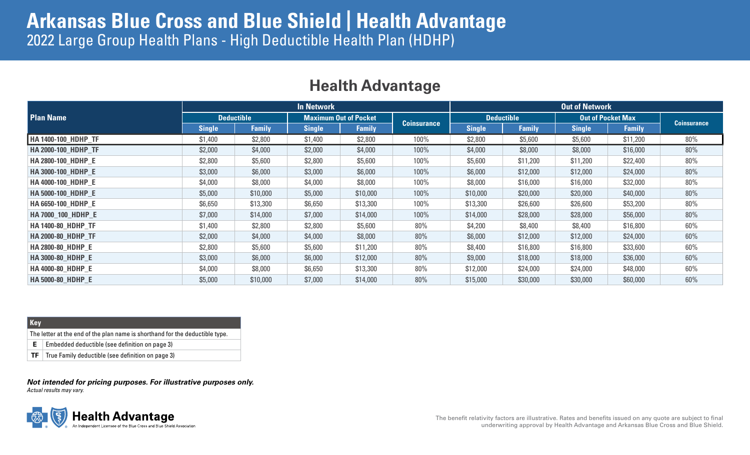# Arkansas Blue Cross and Blue Shield | Health Advantage

2022 Large Group Health Plans - High Deductible Health Plan (HDHP)

## Health Advantage

| Plan Name | In Network | | | | | Out of Network | | | | |
|---|---|---|---|---|---|---|---|---|---|---|
| | Deductible | | Maximum Out of Pocket | | Coinsurance | Deductible | | Out of Pocket Max | | Coinsurance |
| | Single | Family | Single | Family | | Single | Family | Single | Family | |
| HA 1400-100_HDHP_TF | $1,400 | $2,800 | $1,400 | $2,800 | 100% | $2,800 | $5,600 | $5,600 | $11,200 | 80% |
| HA 2000-100_HDHP_TF | $2,000 | $4,000 | $2,000 | $4,000 | 100% | $4,000 | $8,000 | $8,000 | $16,000 | 80% |
| HA 2800-100_HDHP_E | $2,800 | $5,600 | $2,800 | $5,600 | 100% | $5,600 | $11,200 | $11,200 | $22,400 | 80% |
| HA 3000-100_HDHP_E | $3,000 | $6,000 | $3,000 | $6,000 | 100% | $6,000 | $12,000 | $12,000 | $24,000 | 80% |
| HA 4000-100_HDHP_E | $4,000 | $8,000 | $4,000 | $8,000 | 100% | $8,000 | $16,000 | $16,000 | $32,000 | 80% |
| HA 5000-100_HDHP_E | $5,000 | $10,000 | $5,000 | $10,000 | 100% | $10,000 | $20,000 | $20,000 | $40,000 | 80% |
| HA 6650-100_HDHP_E | $6,650 | $13,300 | $6,650 | $13,300 | 100% | $13,300 | $26,600 | $26,600 | $53,200 | 80% |
| HA 7000_100_HDHP_E | $7,000 | $14,000 | $7,000 | $14,000 | 100% | $14,000 | $28,000 | $28,000 | $56,000 | 80% |
| HA 1400-80_HDHP_TF | $1,400 | $2,800 | $2,800 | $5,600 | 80% | $4,200 | $8,400 | $8,400 | $16,800 | 60% |
| HA 2000-80_HDHP_TF | $2,000 | $4,000 | $4,000 | $8,000 | 80% | $6,000 | $12,000 | $12,000 | $24,000 | 60% |
| HA 2800-80_HDHP_E | $2,800 | $5,600 | $5,600 | $11,200 | 80% | $8,400 | $16,800 | $16,800 | $33,600 | 60% |
| HA 3000-80_HDHP_E | $3,000 | $6,000 | $6,000 | $12,000 | 80% | $9,000 | $18,000 | $18,000 | $36,000 | 60% |
| HA 4000-80_HDHP_E | $4,000 | $8,000 | $6,650 | $13,300 | 80% | $12,000 | $24,000 | $24,000 | $48,000 | 60% |
| HA 5000-80_HDHP_E | $5,000 | $10,000 | $7,000 | $14,000 | 80% | $15,000 | $30,000 | $30,000 | $60,000 | 60% |

| Key | |
|---|---|
| The letter at the end of the plan name is shorthand for the deductible type. | |
| **E** | Embedded deductible (see definition on page 3) |
| **TF** | True Family deductible (see definition on page 3) |

***Not intended for pricing purposes. For illustrative purposes only.***
*Actual results may vary.*

**Health Advantage**
An Independent Licensee of the Blue Cross and Blue Shield Association

The benefit relativity factors are illustrative. Rates and benefits issued on any quote are subject to final underwriting approval by Health Advantage and Arkansas Blue Cross and Blue Shield.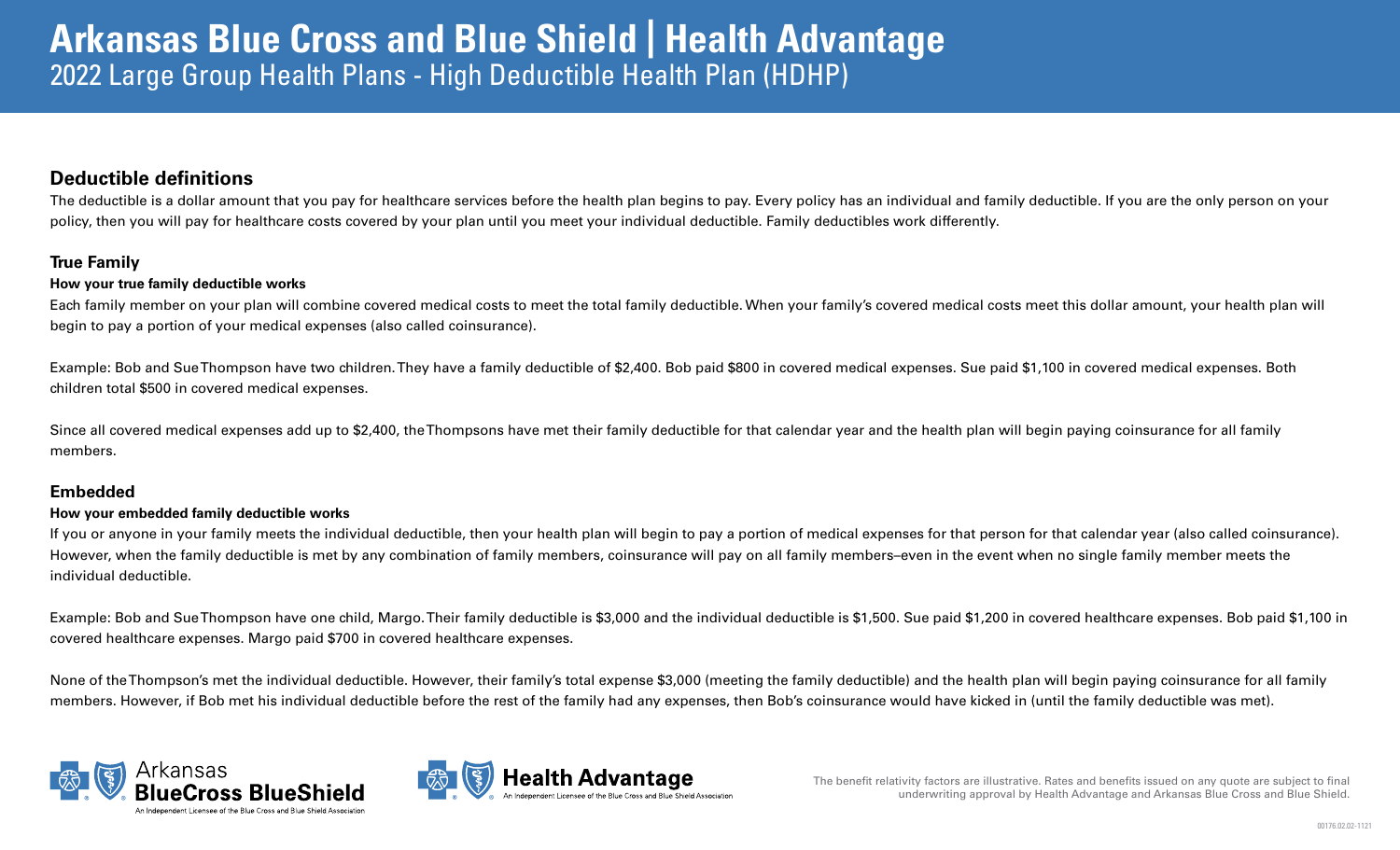# Arkansas Blue Cross and Blue Shield | Health Advantage

2022 Large Group Health Plans - High Deductible Health Plan (HDHP)

## Deductible definitions

The deductible is a dollar amount that you pay for healthcare services before the health plan begins to pay. Every policy has an individual and family deductible. If you are the only person on your policy, then you will pay for healthcare costs covered by your plan until you meet your individual deductible. Family deductibles work differently.

### True Family

**How your true family deductible works**

Each family member on your plan will combine covered medical costs to meet the total family deductible. When your family's covered medical costs meet this dollar amount, your health plan will begin to pay a portion of your medical expenses (also called coinsurance).

Example: Bob and Sue Thompson have two children. They have a family deductible of $2,400. Bob paid $800 in covered medical expenses. Sue paid $1,100 in covered medical expenses. Both children total $500 in covered medical expenses.

Since all covered medical expenses add up to $2,400, the Thompsons have met their family deductible for that calendar year and the health plan will begin paying coinsurance for all family members.

### Embedded

**How your embedded family deductible works**

If you or anyone in your family meets the individual deductible, then your health plan will begin to pay a portion of medical expenses for that person for that calendar year (also called coinsurance). However, when the family deductible is met by any combination of family members, coinsurance will pay on all family members–even in the event when no single family member meets the individual deductible.

Example: Bob and Sue Thompson have one child, Margo. Their family deductible is $3,000 and the individual deductible is $1,500. Sue paid $1,200 in covered healthcare expenses. Bob paid $1,100 in covered healthcare expenses. Margo paid $700 in covered healthcare expenses.

None of the Thompson's met the individual deductible. However, their family's total expense $3,000 (meeting the family deductible) and the health plan will begin paying coinsurance for all family members. However, if Bob met his individual deductible before the rest of the family had any expenses, then Bob's coinsurance would have kicked in (until the family deductible was met).

Arkansas BlueCross BlueShield
An Independent Licensee of the Blue Cross and Blue Shield Association

Health Advantage
An Independent Licensee of the Blue Cross and Blue Shield Association

The benefit relativity factors are illustrative. Rates and benefits issued on any quote are subject to final underwriting approval by Health Advantage and Arkansas Blue Cross and Blue Shield.

00176.02.02-1121